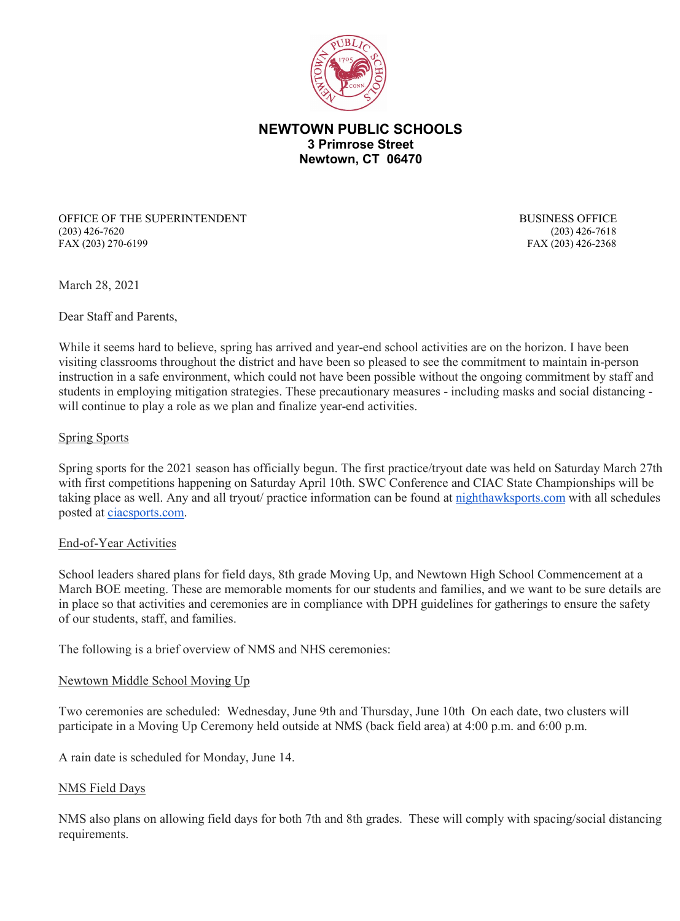# NEWTOWN PUBLIC SCHOOLS
**3 Primrose Street**
**Newtown, CT 06470**

OFFICE OF THE SUPERINTENDENT
(203) 426-7620
FAX (203) 270-6199

BUSINESS OFFICE
(203) 426-7618
FAX (203) 426-2368

March 28, 2021

Dear Staff and Parents,

While it seems hard to believe, spring has arrived and year-end school activities are on the horizon. I have been visiting classrooms throughout the district and have been so pleased to see the commitment to maintain in-person instruction in a safe environment, which could not have been possible without the ongoing commitment by staff and students in employing mitigation strategies. These precautionary measures - including masks and social distancing - will continue to play a role as we plan and finalize year-end activities.

## Spring Sports

Spring sports for the 2021 season has officially begun. The first practice/tryout date was held on Saturday March 27th with first competitions happening on Saturday April 10th. SWC Conference and CIAC State Championships will be taking place as well. Any and all tryout/ practice information can be found at [nighthawksports.com](nighthawksports.com) with all schedules posted at [ciacsports.com](ciacsports.com).

## End-of-Year Activities

School leaders shared plans for field days, 8th grade Moving Up, and Newtown High School Commencement at a March BOE meeting. These are memorable moments for our students and families, and we want to be sure details are in place so that activities and ceremonies are in compliance with DPH guidelines for gatherings to ensure the safety of our students, staff, and families.

The following is a brief overview of NMS and NHS ceremonies:

## Newtown Middle School Moving Up

Two ceremonies are scheduled: Wednesday, June 9th and Thursday, June 10th On each date, two clusters will participate in a Moving Up Ceremony held outside at NMS (back field area) at 4:00 p.m. and 6:00 p.m.

A rain date is scheduled for Monday, June 14.

## NMS Field Days

NMS also plans on allowing field days for both 7th and 8th grades. These will comply with spacing/social distancing requirements.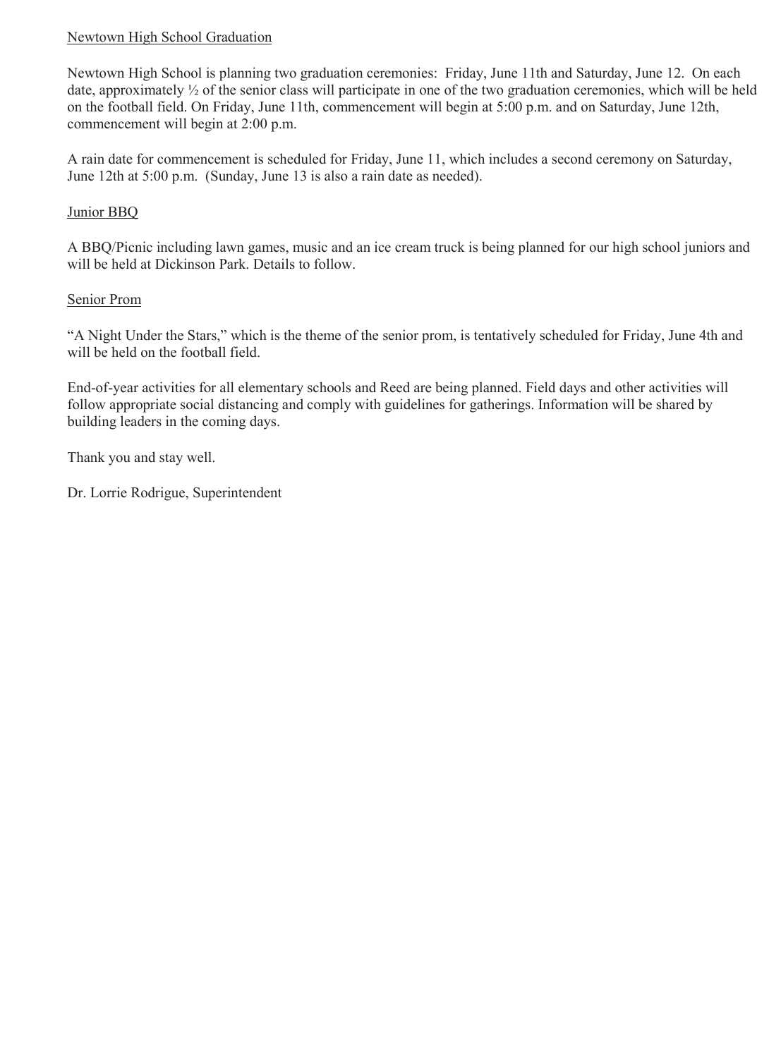<u>Newtown High School Graduation</u>

Newtown High School is planning two graduation ceremonies: Friday, June 11th and Saturday, June 12. On each date, approximately ½ of the senior class will participate in one of the two graduation ceremonies, which will be held on the football field. On Friday, June 11th, commencement will begin at 5:00 p.m. and on Saturday, June 12th, commencement will begin at 2:00 p.m.

A rain date for commencement is scheduled for Friday, June 11, which includes a second ceremony on Saturday, June 12th at 5:00 p.m. (Sunday, June 13 is also a rain date as needed).

<u>Junior BBQ</u>

A BBQ/Picnic including lawn games, music and an ice cream truck is being planned for our high school juniors and will be held at Dickinson Park. Details to follow.

<u>Senior Prom</u>

"A Night Under the Stars," which is the theme of the senior prom, is tentatively scheduled for Friday, June 4th and will be held on the football field.

End-of-year activities for all elementary schools and Reed are being planned. Field days and other activities will follow appropriate social distancing and comply with guidelines for gatherings. Information will be shared by building leaders in the coming days.

Thank you and stay well.

Dr. Lorrie Rodrigue, Superintendent